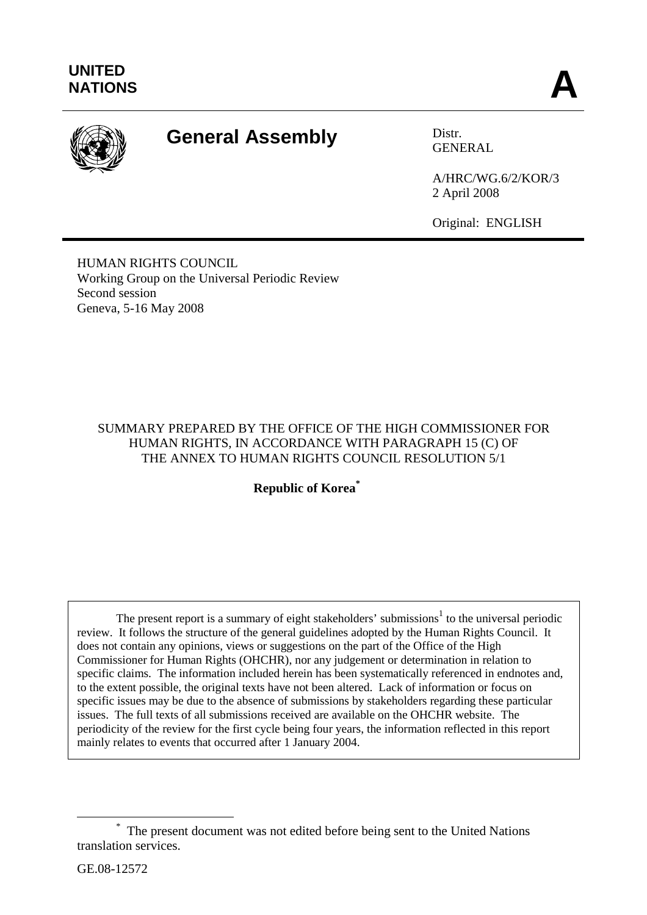**UNITED NATIONS**

**A**

# General Assembly

Distr.
GENERAL

A/HRC/WG.6/2/KOR/3
2 April 2008

Original: ENGLISH

HUMAN RIGHTS COUNCIL
Working Group on the Universal Periodic Review
Second session
Geneva, 5-16 May 2008

SUMMARY PREPARED BY THE OFFICE OF THE HIGH COMMISSIONER FOR HUMAN RIGHTS, IN ACCORDANCE WITH PARAGRAPH 15 (C) OF THE ANNEX TO HUMAN RIGHTS COUNCIL RESOLUTION 5/1

**Republic of Korea***

The present report is a summary of eight stakeholders' submissions[1] to the universal periodic review. It follows the structure of the general guidelines adopted by the Human Rights Council. It does not contain any opinions, views or suggestions on the part of the Office of the High Commissioner for Human Rights (OHCHR), nor any judgement or determination in relation to specific claims. The information included herein has been systematically referenced in endnotes and, to the extent possible, the original texts have not been altered. Lack of information or focus on specific issues may be due to the absence of submissions by stakeholders regarding these particular issues. The full texts of all submissions received are available on the OHCHR website. The periodicity of the review for the first cycle being four years, the information reflected in this report mainly relates to events that occurred after 1 January 2004.

---

\* The present document was not edited before being sent to the United Nations translation services.

GE.08-12572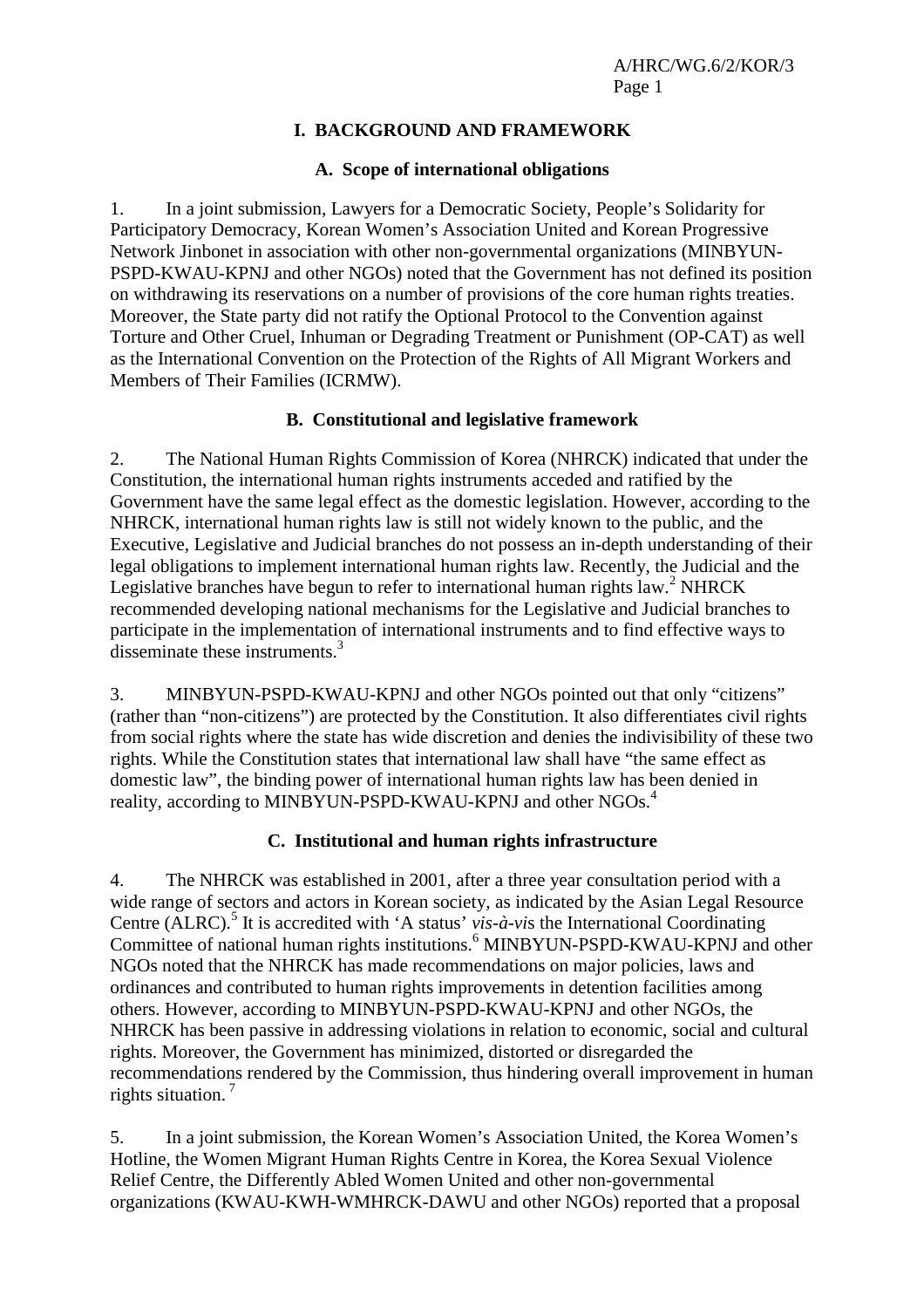## I. BACKGROUND AND FRAMEWORK

### A. Scope of international obligations

1. In a joint submission, Lawyers for a Democratic Society, People's Solidarity for Participatory Democracy, Korean Women's Association United and Korean Progressive Network Jinbonet in association with other non-governmental organizations (MINBYUN-PSPD-KWAU-KPNJ and other NGOs) noted that the Government has not defined its position on withdrawing its reservations on a number of provisions of the core human rights treaties. Moreover, the State party did not ratify the Optional Protocol to the Convention against Torture and Other Cruel, Inhuman or Degrading Treatment or Punishment (OP-CAT) as well as the International Convention on the Protection of the Rights of All Migrant Workers and Members of Their Families (ICRMW).

### B. Constitutional and legislative framework

2. The National Human Rights Commission of Korea (NHRCK) indicated that under the Constitution, the international human rights instruments acceded and ratified by the Government have the same legal effect as the domestic legislation. However, according to the NHRCK, international human rights law is still not widely known to the public, and the Executive, Legislative and Judicial branches do not possess an in-depth understanding of their legal obligations to implement international human rights law. Recently, the Judicial and the Legislative branches have begun to refer to international human rights law.[2] NHRCK recommended developing national mechanisms for the Legislative and Judicial branches to participate in the implementation of international instruments and to find effective ways to disseminate these instruments.[3]

3. MINBYUN-PSPD-KWAU-KPNJ and other NGOs pointed out that only "citizens" (rather than "non-citizens") are protected by the Constitution. It also differentiates civil rights from social rights where the state has wide discretion and denies the indivisibility of these two rights. While the Constitution states that international law shall have "the same effect as domestic law", the binding power of international human rights law has been denied in reality, according to MINBYUN-PSPD-KWAU-KPNJ and other NGOs.[4]

### C. Institutional and human rights infrastructure

4. The NHRCK was established in 2001, after a three year consultation period with a wide range of sectors and actors in Korean society, as indicated by the Asian Legal Resource Centre (ALRC).[5] It is accredited with 'A status' *vis-à-vis* the International Coordinating Committee of national human rights institutions.[6] MINBYUN-PSPD-KWAU-KPNJ and other NGOs noted that the NHRCK has made recommendations on major policies, laws and ordinances and contributed to human rights improvements in detention facilities among others. However, according to MINBYUN-PSPD-KWAU-KPNJ and other NGOs, the NHRCK has been passive in addressing violations in relation to economic, social and cultural rights. Moreover, the Government has minimized, distorted or disregarded the recommendations rendered by the Commission, thus hindering overall improvement in human rights situation.[7]

5. In a joint submission, the Korean Women's Association United, the Korea Women's Hotline, the Women Migrant Human Rights Centre in Korea, the Korea Sexual Violence Relief Centre, the Differently Abled Women United and other non-governmental organizations (KWAU-KWH-WMHRCK-DAWU and other NGOs) reported that a proposal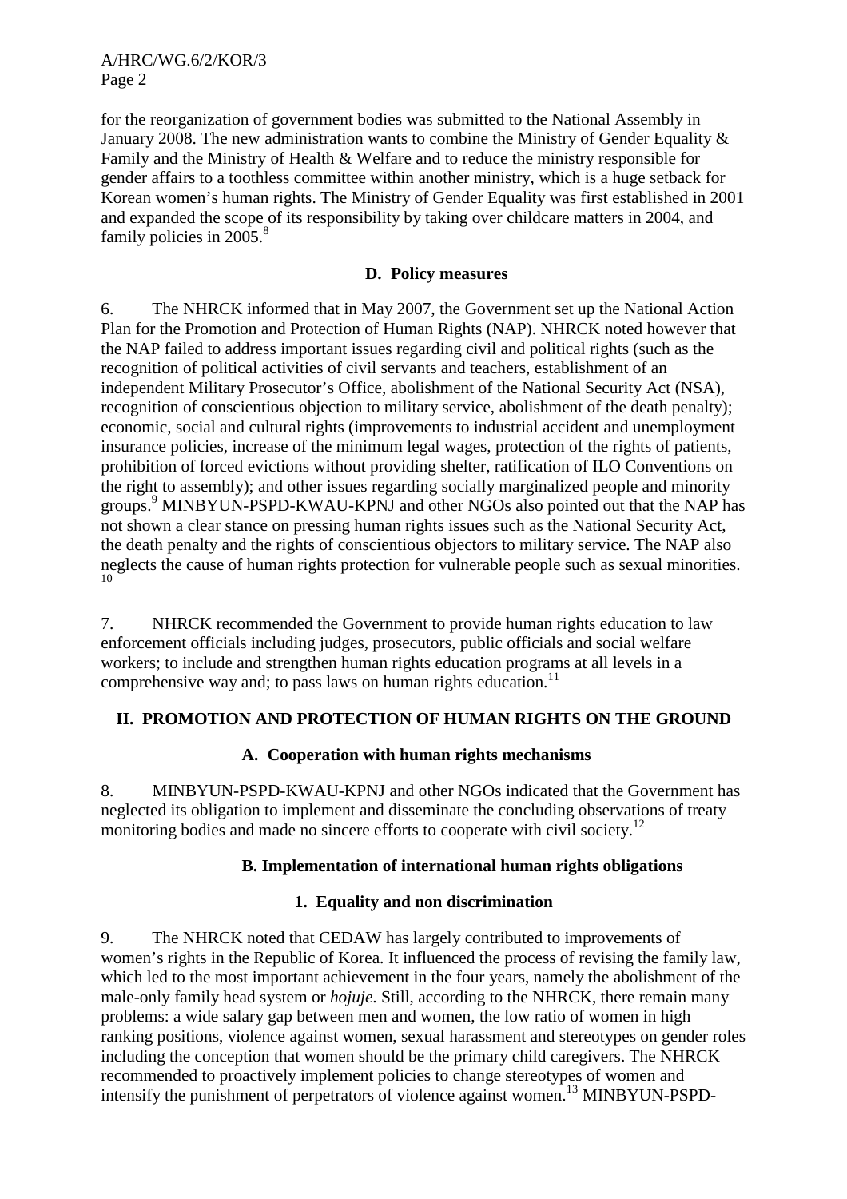for the reorganization of government bodies was submitted to the National Assembly in January 2008. The new administration wants to combine the Ministry of Gender Equality & Family and the Ministry of Health & Welfare and to reduce the ministry responsible for gender affairs to a toothless committee within another ministry, which is a huge setback for Korean women's human rights. The Ministry of Gender Equality was first established in 2001 and expanded the scope of its responsibility by taking over childcare matters in 2004, and family policies in 2005.[8]

### D. Policy measures

6. The NHRCK informed that in May 2007, the Government set up the National Action Plan for the Promotion and Protection of Human Rights (NAP). NHRCK noted however that the NAP failed to address important issues regarding civil and political rights (such as the recognition of political activities of civil servants and teachers, establishment of an independent Military Prosecutor's Office, abolishment of the National Security Act (NSA), recognition of conscientious objection to military service, abolishment of the death penalty); economic, social and cultural rights (improvements to industrial accident and unemployment insurance policies, increase of the minimum legal wages, protection of the rights of patients, prohibition of forced evictions without providing shelter, ratification of ILO Conventions on the right to assembly); and other issues regarding socially marginalized people and minority groups.[9] MINBYUN-PSPD-KWAU-KPNJ and other NGOs also pointed out that the NAP has not shown a clear stance on pressing human rights issues such as the National Security Act, the death penalty and the rights of conscientious objectors to military service. The NAP also neglects the cause of human rights protection for vulnerable people such as sexual minorities.[10]

7. NHRCK recommended the Government to provide human rights education to law enforcement officials including judges, prosecutors, public officials and social welfare workers; to include and strengthen human rights education programs at all levels in a comprehensive way and; to pass laws on human rights education.[11]

## II. PROMOTION AND PROTECTION OF HUMAN RIGHTS ON THE GROUND

### A. Cooperation with human rights mechanisms

8. MINBYUN-PSPD-KWAU-KPNJ and other NGOs indicated that the Government has neglected its obligation to implement and disseminate the concluding observations of treaty monitoring bodies and made no sincere efforts to cooperate with civil society.[12]

### B. Implementation of international human rights obligations

#### 1. Equality and non discrimination

9. The NHRCK noted that CEDAW has largely contributed to improvements of women's rights in the Republic of Korea. It influenced the process of revising the family law, which led to the most important achievement in the four years, namely the abolishment of the male-only family head system or *hojuje*. Still, according to the NHRCK, there remain many problems: a wide salary gap between men and women, the low ratio of women in high ranking positions, violence against women, sexual harassment and stereotypes on gender roles including the conception that women should be the primary child caregivers. The NHRCK recommended to proactively implement policies to change stereotypes of women and intensify the punishment of perpetrators of violence against women.[13] MINBYUN-PSPD-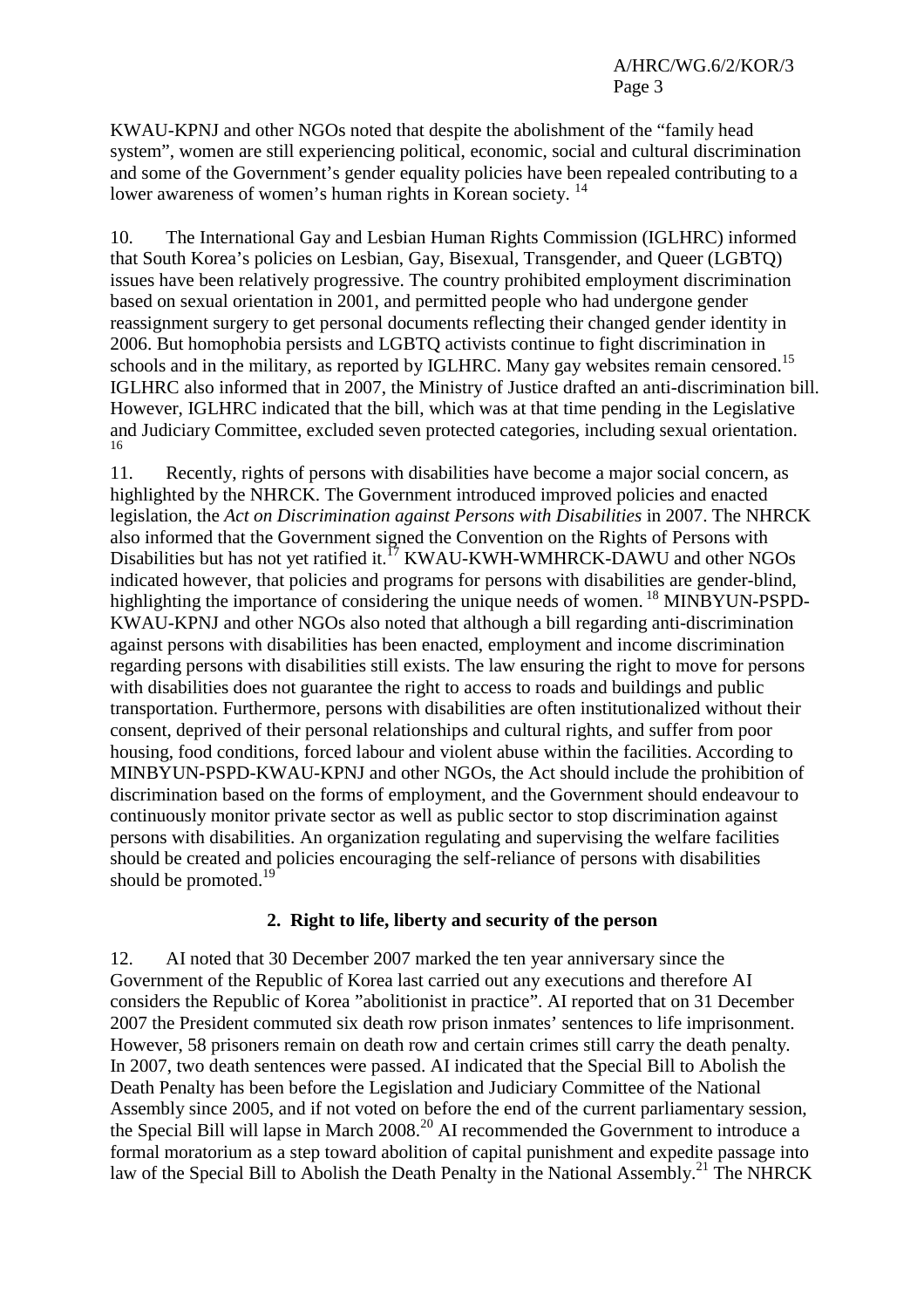KWAU-KPNJ and other NGOs noted that despite the abolishment of the "family head system", women are still experiencing political, economic, social and cultural discrimination and some of the Government's gender equality policies have been repealed contributing to a lower awareness of women's human rights in Korean society. [14]

10. The International Gay and Lesbian Human Rights Commission (IGLHRC) informed that South Korea's policies on Lesbian, Gay, Bisexual, Transgender, and Queer (LGBTQ) issues have been relatively progressive. The country prohibited employment discrimination based on sexual orientation in 2001, and permitted people who had undergone gender reassignment surgery to get personal documents reflecting their changed gender identity in 2006. But homophobia persists and LGBTQ activists continue to fight discrimination in schools and in the military, as reported by IGLHRC. Many gay websites remain censored.[15] IGLHRC also informed that in 2007, the Ministry of Justice drafted an anti-discrimination bill. However, IGLHRC indicated that the bill, which was at that time pending in the Legislative and Judiciary Committee, excluded seven protected categories, including sexual orientation. [16]

11. Recently, rights of persons with disabilities have become a major social concern, as highlighted by the NHRCK. The Government introduced improved policies and enacted legislation, the *Act on Discrimination against Persons with Disabilities* in 2007. The NHRCK also informed that the Government signed the Convention on the Rights of Persons with Disabilities but has not yet ratified it.[17] KWAU-KWH-WMHRCK-DAWU and other NGOs indicated however, that policies and programs for persons with disabilities are gender-blind, highlighting the importance of considering the unique needs of women. [18] MINBYUN-PSPD-KWAU-KPNJ and other NGOs also noted that although a bill regarding anti-discrimination against persons with disabilities has been enacted, employment and income discrimination regarding persons with disabilities still exists. The law ensuring the right to move for persons with disabilities does not guarantee the right to access to roads and buildings and public transportation. Furthermore, persons with disabilities are often institutionalized without their consent, deprived of their personal relationships and cultural rights, and suffer from poor housing, food conditions, forced labour and violent abuse within the facilities. According to MINBYUN-PSPD-KWAU-KPNJ and other NGOs, the Act should include the prohibition of discrimination based on the forms of employment, and the Government should endeavour to continuously monitor private sector as well as public sector to stop discrimination against persons with disabilities. An organization regulating and supervising the welfare facilities should be created and policies encouraging the self-reliance of persons with disabilities should be promoted.[19]

### 2. Right to life, liberty and security of the person

12. AI noted that 30 December 2007 marked the ten year anniversary since the Government of the Republic of Korea last carried out any executions and therefore AI considers the Republic of Korea "abolitionist in practice". AI reported that on 31 December 2007 the President commuted six death row prison inmates' sentences to life imprisonment. However, 58 prisoners remain on death row and certain crimes still carry the death penalty. In 2007, two death sentences were passed. AI indicated that the Special Bill to Abolish the Death Penalty has been before the Legislation and Judiciary Committee of the National Assembly since 2005, and if not voted on before the end of the current parliamentary session, the Special Bill will lapse in March 2008.[20] AI recommended the Government to introduce a formal moratorium as a step toward abolition of capital punishment and expedite passage into law of the Special Bill to Abolish the Death Penalty in the National Assembly.[21] The NHRCK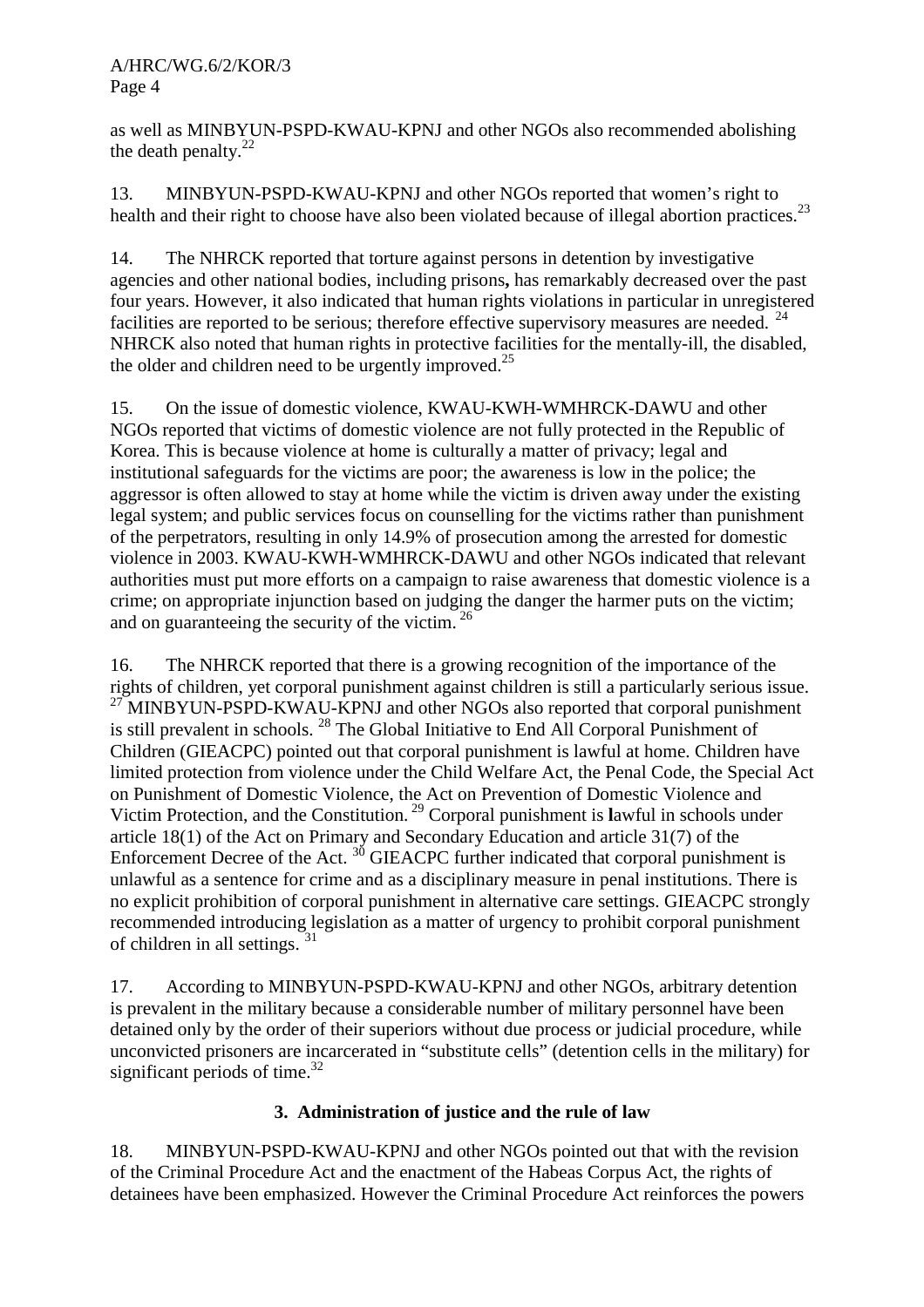as well as MINBYUN-PSPD-KWAU-KPNJ and other NGOs also recommended abolishing the death penalty.[22]

13. MINBYUN-PSPD-KWAU-KPNJ and other NGOs reported that women's right to health and their right to choose have also been violated because of illegal abortion practices.[23]

14. The NHRCK reported that torture against persons in detention by investigative agencies and other national bodies, including prisons**,** has remarkably decreased over the past four years. However, it also indicated that human rights violations in particular in unregistered facilities are reported to be serious; therefore effective supervisory measures are needed. [24] NHRCK also noted that human rights in protective facilities for the mentally-ill, the disabled, the older and children need to be urgently improved.[25]

15. On the issue of domestic violence, KWAU-KWH-WMHRCK-DAWU and other NGOs reported that victims of domestic violence are not fully protected in the Republic of Korea. This is because violence at home is culturally a matter of privacy; legal and institutional safeguards for the victims are poor; the awareness is low in the police; the aggressor is often allowed to stay at home while the victim is driven away under the existing legal system; and public services focus on counselling for the victims rather than punishment of the perpetrators, resulting in only 14.9% of prosecution among the arrested for domestic violence in 2003. KWAU-KWH-WMHRCK-DAWU and other NGOs indicated that relevant authorities must put more efforts on a campaign to raise awareness that domestic violence is a crime; on appropriate injunction based on judging the danger the harmer puts on the victim; and on guaranteeing the security of the victim. [26]

16. The NHRCK reported that there is a growing recognition of the importance of the rights of children, yet corporal punishment against children is still a particularly serious issue. [27] MINBYUN-PSPD-KWAU-KPNJ and other NGOs also reported that corporal punishment is still prevalent in schools. [28] The Global Initiative to End All Corporal Punishment of Children (GIEACPC) pointed out that corporal punishment is lawful at home. Children have limited protection from violence under the Child Welfare Act, the Penal Code, the Special Act on Punishment of Domestic Violence, the Act on Prevention of Domestic Violence and Victim Protection, and the Constitution. [29] Corporal punishment is **l**awful in schools under article 18(1) of the Act on Primary and Secondary Education and article 31(7) of the Enforcement Decree of the Act. [30] GIEACPC further indicated that corporal punishment is unlawful as a sentence for crime and as a disciplinary measure in penal institutions. There is no explicit prohibition of corporal punishment in alternative care settings. GIEACPC strongly recommended introducing legislation as a matter of urgency to prohibit corporal punishment of children in all settings. [31]

17. According to MINBYUN-PSPD-KWAU-KPNJ and other NGOs, arbitrary detention is prevalent in the military because a considerable number of military personnel have been detained only by the order of their superiors without due process or judicial procedure, while unconvicted prisoners are incarcerated in "substitute cells" (detention cells in the military) for significant periods of time.[32]

### 3. Administration of justice and the rule of law

18. MINBYUN-PSPD-KWAU-KPNJ and other NGOs pointed out that with the revision of the Criminal Procedure Act and the enactment of the Habeas Corpus Act, the rights of detainees have been emphasized. However the Criminal Procedure Act reinforces the powers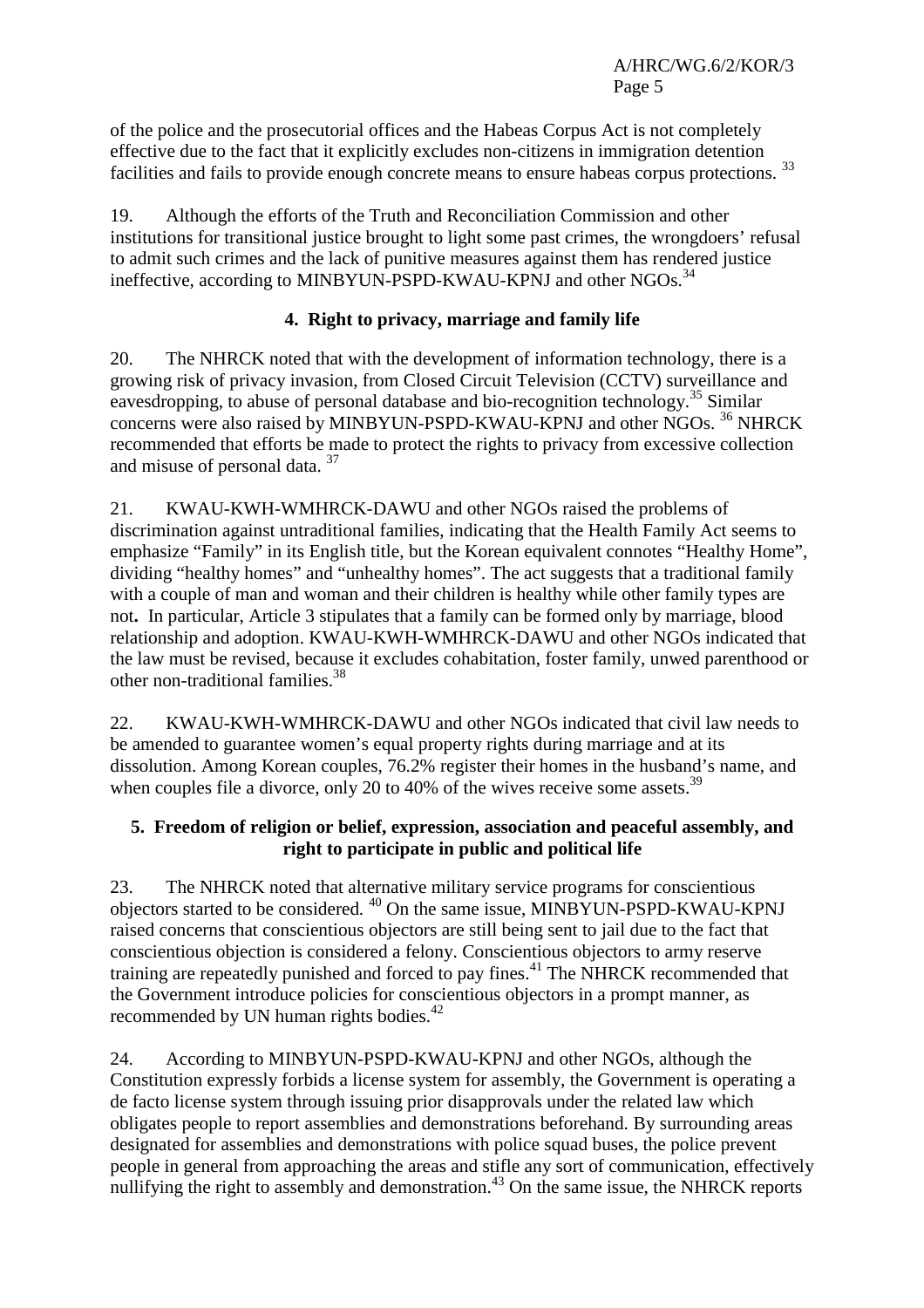of the police and the prosecutorial offices and the Habeas Corpus Act is not completely effective due to the fact that it explicitly excludes non-citizens in immigration detention facilities and fails to provide enough concrete means to ensure habeas corpus protections. [33]

19. Although the efforts of the Truth and Reconciliation Commission and other institutions for transitional justice brought to light some past crimes, the wrongdoers' refusal to admit such crimes and the lack of punitive measures against them has rendered justice ineffective, according to MINBYUN-PSPD-KWAU-KPNJ and other NGOs.[34]

### 4. Right to privacy, marriage and family life

20. The NHRCK noted that with the development of information technology, there is a growing risk of privacy invasion, from Closed Circuit Television (CCTV) surveillance and eavesdropping, to abuse of personal database and bio-recognition technology.[35] Similar concerns were also raised by MINBYUN-PSPD-KWAU-KPNJ and other NGOs. [36] NHRCK recommended that efforts be made to protect the rights to privacy from excessive collection and misuse of personal data. [37]

21. KWAU-KWH-WMHRCK-DAWU and other NGOs raised the problems of discrimination against untraditional families, indicating that the Health Family Act seems to emphasize "Family" in its English title, but the Korean equivalent connotes "Healthy Home", dividing "healthy homes" and "unhealthy homes". The act suggests that a traditional family with a couple of man and woman and their children is healthy while other family types are not**.** In particular, Article 3 stipulates that a family can be formed only by marriage, blood relationship and adoption. KWAU-KWH-WMHRCK-DAWU and other NGOs indicated that the law must be revised, because it excludes cohabitation, foster family, unwed parenthood or other non-traditional families.[38]

22. KWAU-KWH-WMHRCK-DAWU and other NGOs indicated that civil law needs to be amended to guarantee women's equal property rights during marriage and at its dissolution. Among Korean couples, 76.2% register their homes in the husband's name, and when couples file a divorce, only 20 to 40% of the wives receive some assets.[39]

### 5. Freedom of religion or belief, expression, association and peaceful assembly, and right to participate in public and political life

23. The NHRCK noted that alternative military service programs for conscientious objectors started to be considered. [40] On the same issue, MINBYUN-PSPD-KWAU-KPNJ raised concerns that conscientious objectors are still being sent to jail due to the fact that conscientious objection is considered a felony. Conscientious objectors to army reserve training are repeatedly punished and forced to pay fines.[41] The NHRCK recommended that the Government introduce policies for conscientious objectors in a prompt manner, as recommended by UN human rights bodies.[42]

24. According to MINBYUN-PSPD-KWAU-KPNJ and other NGOs, although the Constitution expressly forbids a license system for assembly, the Government is operating a de facto license system through issuing prior disapprovals under the related law which obligates people to report assemblies and demonstrations beforehand. By surrounding areas designated for assemblies and demonstrations with police squad buses, the police prevent people in general from approaching the areas and stifle any sort of communication, effectively nullifying the right to assembly and demonstration.[43] On the same issue, the NHRCK reports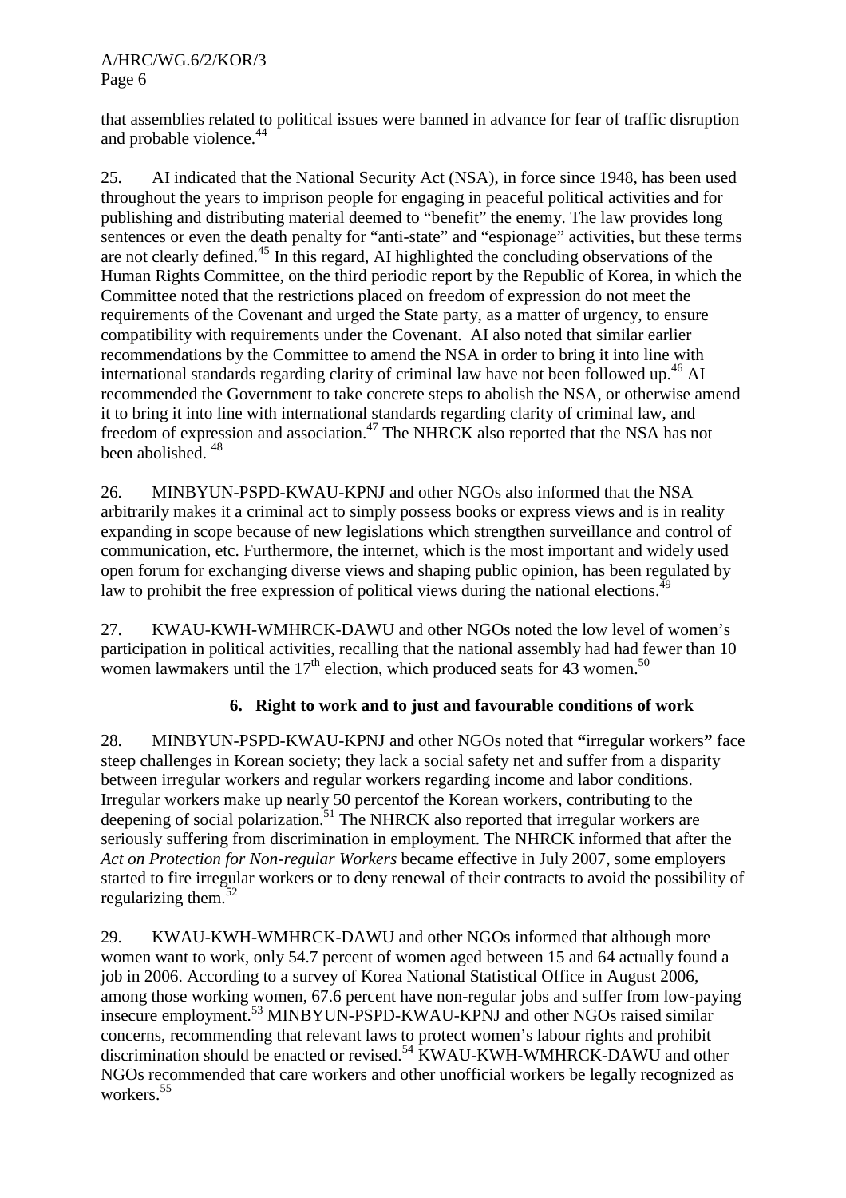that assemblies related to political issues were banned in advance for fear of traffic disruption and probable violence.[44]

25. AI indicated that the National Security Act (NSA), in force since 1948, has been used throughout the years to imprison people for engaging in peaceful political activities and for publishing and distributing material deemed to "benefit" the enemy. The law provides long sentences or even the death penalty for "anti-state" and "espionage" activities, but these terms are not clearly defined.[45] In this regard, AI highlighted the concluding observations of the Human Rights Committee, on the third periodic report by the Republic of Korea, in which the Committee noted that the restrictions placed on freedom of expression do not meet the requirements of the Covenant and urged the State party, as a matter of urgency, to ensure compatibility with requirements under the Covenant. AI also noted that similar earlier recommendations by the Committee to amend the NSA in order to bring it into line with international standards regarding clarity of criminal law have not been followed up.[46] AI recommended the Government to take concrete steps to abolish the NSA, or otherwise amend it to bring it into line with international standards regarding clarity of criminal law, and freedom of expression and association.[47] The NHRCK also reported that the NSA has not been abolished. [48]

26. MINBYUN-PSPD-KWAU-KPNJ and other NGOs also informed that the NSA arbitrarily makes it a criminal act to simply possess books or express views and is in reality expanding in scope because of new legislations which strengthen surveillance and control of communication, etc. Furthermore, the internet, which is the most important and widely used open forum for exchanging diverse views and shaping public opinion, has been regulated by law to prohibit the free expression of political views during the national elections.[49]

27. KWAU-KWH-WMHRCK-DAWU and other NGOs noted the low level of women's participation in political activities, recalling that the national assembly had had fewer than 10 women lawmakers until the 17th election, which produced seats for 43 women.[50]

### 6. Right to work and to just and favourable conditions of work

28. MINBYUN-PSPD-KWAU-KPNJ and other NGOs noted that **"**irregular workers**"** face steep challenges in Korean society; they lack a social safety net and suffer from a disparity between irregular workers and regular workers regarding income and labor conditions. Irregular workers make up nearly 50 percentof the Korean workers, contributing to the deepening of social polarization.[51] The NHRCK also reported that irregular workers are seriously suffering from discrimination in employment. The NHRCK informed that after the *Act on Protection for Non-regular Workers* became effective in July 2007, some employers started to fire irregular workers or to deny renewal of their contracts to avoid the possibility of regularizing them.[52]

29. KWAU-KWH-WMHRCK-DAWU and other NGOs informed that although more women want to work, only 54.7 percent of women aged between 15 and 64 actually found a job in 2006. According to a survey of Korea National Statistical Office in August 2006, among those working women, 67.6 percent have non-regular jobs and suffer from low-paying insecure employment.[53] MINBYUN-PSPD-KWAU-KPNJ and other NGOs raised similar concerns, recommending that relevant laws to protect women's labour rights and prohibit discrimination should be enacted or revised.[54] KWAU-KWH-WMHRCK-DAWU and other NGOs recommended that care workers and other unofficial workers be legally recognized as workers.[55]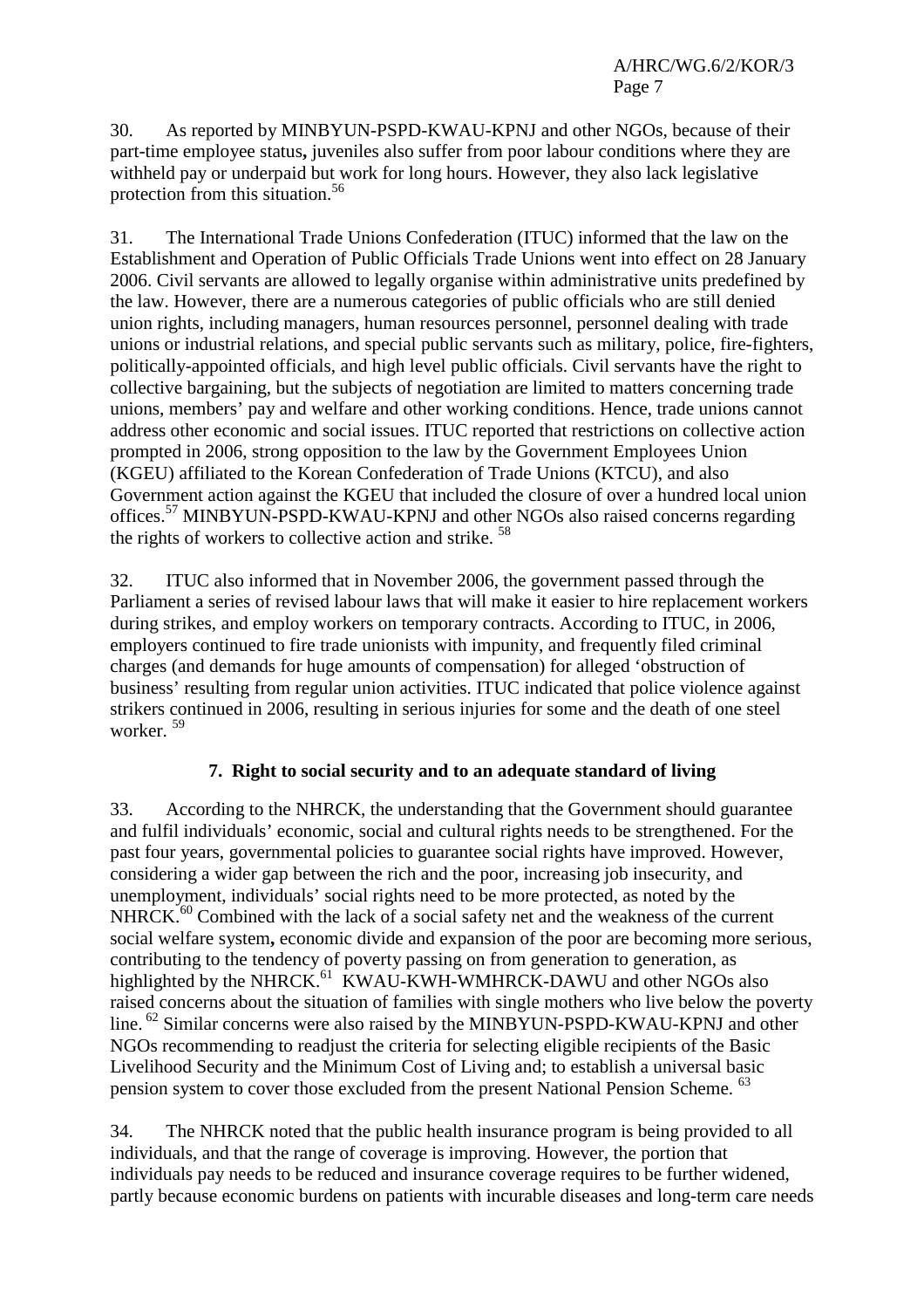30. As reported by MINBYUN-PSPD-KWAU-KPNJ and other NGOs, because of their part-time employee status**,** juveniles also suffer from poor labour conditions where they are withheld pay or underpaid but work for long hours. However, they also lack legislative protection from this situation.[56]

31. The International Trade Unions Confederation (ITUC) informed that the law on the Establishment and Operation of Public Officials Trade Unions went into effect on 28 January 2006. Civil servants are allowed to legally organise within administrative units predefined by the law. However, there are a numerous categories of public officials who are still denied union rights, including managers, human resources personnel, personnel dealing with trade unions or industrial relations, and special public servants such as military, police, fire-fighters, politically-appointed officials, and high level public officials. Civil servants have the right to collective bargaining, but the subjects of negotiation are limited to matters concerning trade unions, members' pay and welfare and other working conditions. Hence, trade unions cannot address other economic and social issues. ITUC reported that restrictions on collective action prompted in 2006, strong opposition to the law by the Government Employees Union (KGEU) affiliated to the Korean Confederation of Trade Unions (KTCU), and also Government action against the KGEU that included the closure of over a hundred local union offices.[57] MINBYUN-PSPD-KWAU-KPNJ and other NGOs also raised concerns regarding the rights of workers to collective action and strike. [58]

32. ITUC also informed that in November 2006, the government passed through the Parliament a series of revised labour laws that will make it easier to hire replacement workers during strikes, and employ workers on temporary contracts. According to ITUC, in 2006, employers continued to fire trade unionists with impunity, and frequently filed criminal charges (and demands for huge amounts of compensation) for alleged 'obstruction of business' resulting from regular union activities. ITUC indicated that police violence against strikers continued in 2006, resulting in serious injuries for some and the death of one steel worker. [59]

### 7. Right to social security and to an adequate standard of living

33. According to the NHRCK, the understanding that the Government should guarantee and fulfil individuals' economic, social and cultural rights needs to be strengthened. For the past four years, governmental policies to guarantee social rights have improved. However, considering a wider gap between the rich and the poor, increasing job insecurity, and unemployment, individuals' social rights need to be more protected, as noted by the NHRCK.[60] Combined with the lack of a social safety net and the weakness of the current social welfare system**,** economic divide and expansion of the poor are becoming more serious, contributing to the tendency of poverty passing on from generation to generation, as highlighted by the NHRCK.[61] KWAU-KWH-WMHRCK-DAWU and other NGOs also raised concerns about the situation of families with single mothers who live below the poverty line. [62] Similar concerns were also raised by the MINBYUN-PSPD-KWAU-KPNJ and other NGOs recommending to readjust the criteria for selecting eligible recipients of the Basic Livelihood Security and the Minimum Cost of Living and; to establish a universal basic pension system to cover those excluded from the present National Pension Scheme. [63]

34. The NHRCK noted that the public health insurance program is being provided to all individuals, and that the range of coverage is improving. However, the portion that individuals pay needs to be reduced and insurance coverage requires to be further widened, partly because economic burdens on patients with incurable diseases and long-term care needs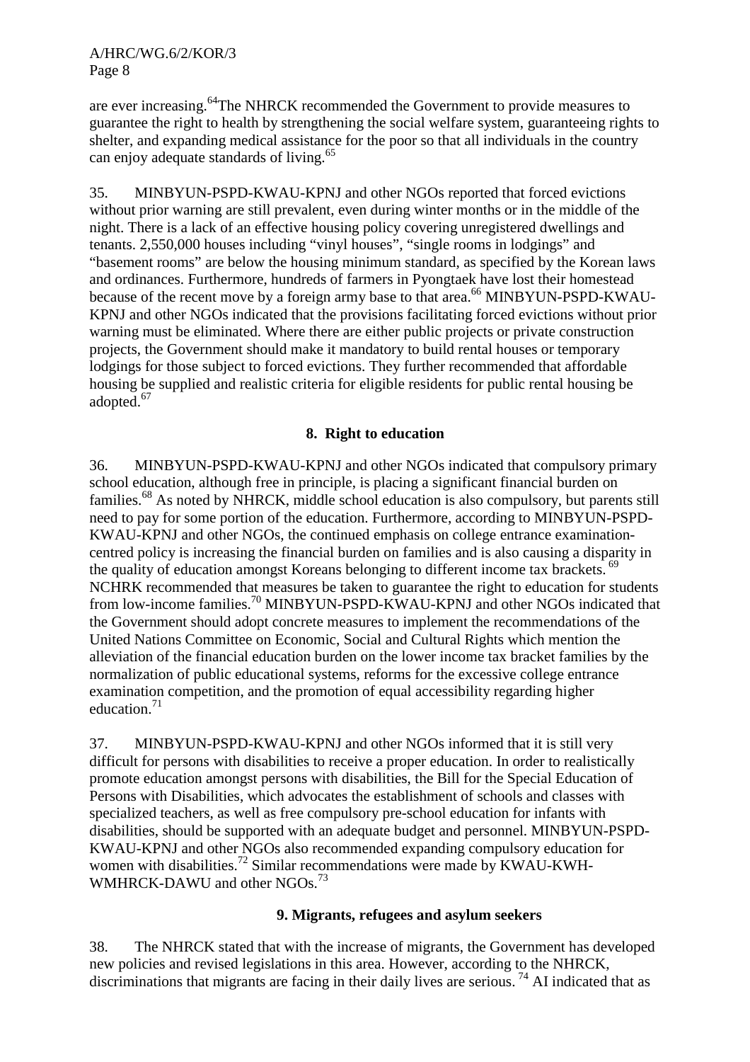are ever increasing.[64]The NHRCK recommended the Government to provide measures to guarantee the right to health by strengthening the social welfare system, guaranteeing rights to shelter, and expanding medical assistance for the poor so that all individuals in the country can enjoy adequate standards of living.[65]

35. MINBYUN-PSPD-KWAU-KPNJ and other NGOs reported that forced evictions without prior warning are still prevalent, even during winter months or in the middle of the night. There is a lack of an effective housing policy covering unregistered dwellings and tenants. 2,550,000 houses including "vinyl houses", "single rooms in lodgings" and "basement rooms" are below the housing minimum standard, as specified by the Korean laws and ordinances. Furthermore, hundreds of farmers in Pyongtaek have lost their homestead because of the recent move by a foreign army base to that area.[66] MINBYUN-PSPD-KWAU-KPNJ and other NGOs indicated that the provisions facilitating forced evictions without prior warning must be eliminated. Where there are either public projects or private construction projects, the Government should make it mandatory to build rental houses or temporary lodgings for those subject to forced evictions. They further recommended that affordable housing be supplied and realistic criteria for eligible residents for public rental housing be adopted.[67]

## 8. Right to education

36. MINBYUN-PSPD-KWAU-KPNJ and other NGOs indicated that compulsory primary school education, although free in principle, is placing a significant financial burden on families.[68] As noted by NHRCK, middle school education is also compulsory, but parents still need to pay for some portion of the education. Furthermore, according to MINBYUN-PSPD-KWAU-KPNJ and other NGOs, the continued emphasis on college entrance examination-centred policy is increasing the financial burden on families and is also causing a disparity in the quality of education amongst Koreans belonging to different income tax brackets.[69] NCHRK recommended that measures be taken to guarantee the right to education for students from low-income families.[70] MINBYUN-PSPD-KWAU-KPNJ and other NGOs indicated that the Government should adopt concrete measures to implement the recommendations of the United Nations Committee on Economic, Social and Cultural Rights which mention the alleviation of the financial education burden on the lower income tax bracket families by the normalization of public educational systems, reforms for the excessive college entrance examination competition, and the promotion of equal accessibility regarding higher education.[71]

37. MINBYUN-PSPD-KWAU-KPNJ and other NGOs informed that it is still very difficult for persons with disabilities to receive a proper education. In order to realistically promote education amongst persons with disabilities, the Bill for the Special Education of Persons with Disabilities, which advocates the establishment of schools and classes with specialized teachers, as well as free compulsory pre-school education for infants with disabilities, should be supported with an adequate budget and personnel. MINBYUN-PSPD-KWAU-KPNJ and other NGOs also recommended expanding compulsory education for women with disabilities.[72] Similar recommendations were made by KWAU-KWH-WMHRCK-DAWU and other NGOs.[73]

## 9. Migrants, refugees and asylum seekers

38. The NHRCK stated that with the increase of migrants, the Government has developed new policies and revised legislations in this area. However, according to the NHRCK, discriminations that migrants are facing in their daily lives are serious.[74] AI indicated that as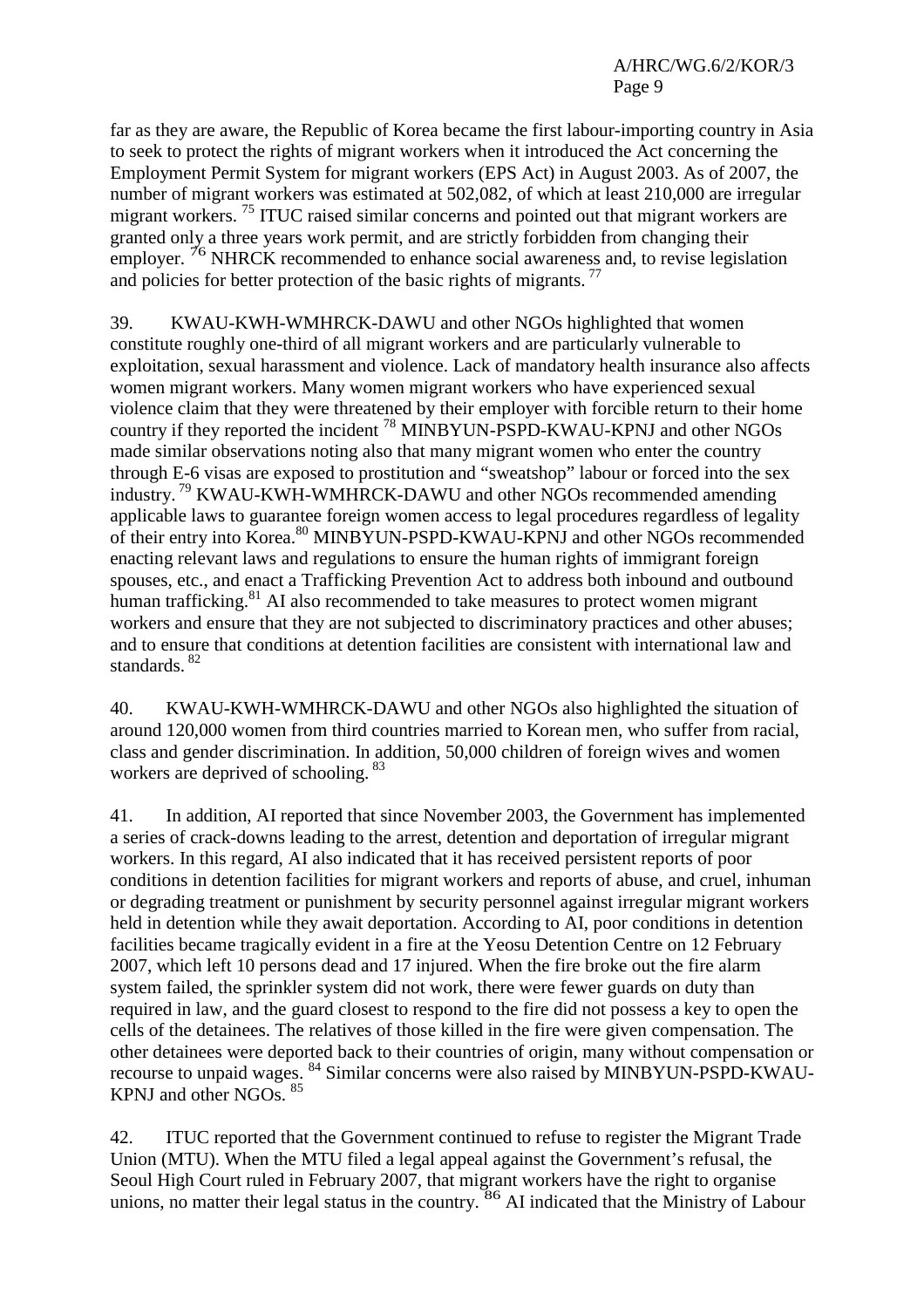far as they are aware, the Republic of Korea became the first labour-importing country in Asia to seek to protect the rights of migrant workers when it introduced the Act concerning the Employment Permit System for migrant workers (EPS Act) in August 2003. As of 2007, the number of migrant workers was estimated at 502,082, of which at least 210,000 are irregular migrant workers. [75] ITUC raised similar concerns and pointed out that migrant workers are granted only a three years work permit, and are strictly forbidden from changing their employer. [76] NHRCK recommended to enhance social awareness and, to revise legislation and policies for better protection of the basic rights of migrants. [77]

39. KWAU-KWH-WMHRCK-DAWU and other NGOs highlighted that women constitute roughly one-third of all migrant workers and are particularly vulnerable to exploitation, sexual harassment and violence. Lack of mandatory health insurance also affects women migrant workers. Many women migrant workers who have experienced sexual violence claim that they were threatened by their employer with forcible return to their home country if they reported the incident [78] MINBYUN-PSPD-KWAU-KPNJ and other NGOs made similar observations noting also that many migrant women who enter the country through E-6 visas are exposed to prostitution and "sweatshop" labour or forced into the sex industry. [79] KWAU-KWH-WMHRCK-DAWU and other NGOs recommended amending applicable laws to guarantee foreign women access to legal procedures regardless of legality of their entry into Korea.[80] MINBYUN-PSPD-KWAU-KPNJ and other NGOs recommended enacting relevant laws and regulations to ensure the human rights of immigrant foreign spouses, etc., and enact a Trafficking Prevention Act to address both inbound and outbound human trafficking.[81] AI also recommended to take measures to protect women migrant workers and ensure that they are not subjected to discriminatory practices and other abuses; and to ensure that conditions at detention facilities are consistent with international law and standards. [82]

40. KWAU-KWH-WMHRCK-DAWU and other NGOs also highlighted the situation of around 120,000 women from third countries married to Korean men, who suffer from racial, class and gender discrimination. In addition, 50,000 children of foreign wives and women workers are deprived of schooling. [83]

41. In addition, AI reported that since November 2003, the Government has implemented a series of crack-downs leading to the arrest, detention and deportation of irregular migrant workers. In this regard, AI also indicated that it has received persistent reports of poor conditions in detention facilities for migrant workers and reports of abuse, and cruel, inhuman or degrading treatment or punishment by security personnel against irregular migrant workers held in detention while they await deportation. According to AI, poor conditions in detention facilities became tragically evident in a fire at the Yeosu Detention Centre on 12 February 2007, which left 10 persons dead and 17 injured. When the fire broke out the fire alarm system failed, the sprinkler system did not work, there were fewer guards on duty than required in law, and the guard closest to respond to the fire did not possess a key to open the cells of the detainees. The relatives of those killed in the fire were given compensation. The other detainees were deported back to their countries of origin, many without compensation or recourse to unpaid wages. [84] Similar concerns were also raised by MINBYUN-PSPD-KWAU-KPNJ and other NGOs. [85]

42. ITUC reported that the Government continued to refuse to register the Migrant Trade Union (MTU). When the MTU filed a legal appeal against the Government's refusal, the Seoul High Court ruled in February 2007, that migrant workers have the right to organise unions, no matter their legal status in the country. [86] AI indicated that the Ministry of Labour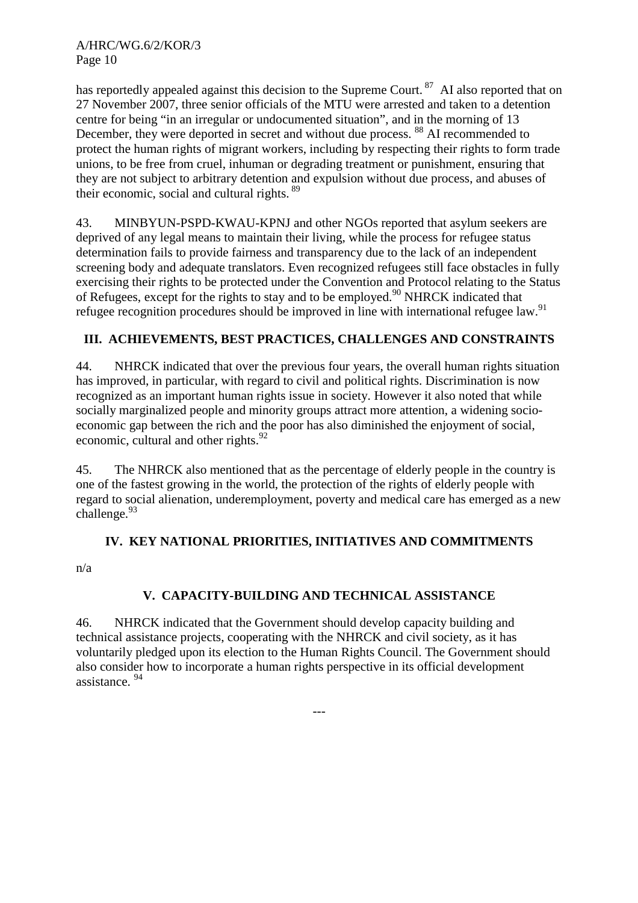has reportedly appealed against this decision to the Supreme Court. [87] AI also reported that on 27 November 2007, three senior officials of the MTU were arrested and taken to a detention centre for being "in an irregular or undocumented situation", and in the morning of 13 December, they were deported in secret and without due process. [88] AI recommended to protect the human rights of migrant workers, including by respecting their rights to form trade unions, to be free from cruel, inhuman or degrading treatment or punishment, ensuring that they are not subject to arbitrary detention and expulsion without due process, and abuses of their economic, social and cultural rights. [89]

43. MINBYUN-PSPD-KWAU-KPNJ and other NGOs reported that asylum seekers are deprived of any legal means to maintain their living, while the process for refugee status determination fails to provide fairness and transparency due to the lack of an independent screening body and adequate translators. Even recognized refugees still face obstacles in fully exercising their rights to be protected under the Convention and Protocol relating to the Status of Refugees, except for the rights to stay and to be employed.[90] NHRCK indicated that refugee recognition procedures should be improved in line with international refugee law.[91]

## III. ACHIEVEMENTS, BEST PRACTICES, CHALLENGES AND CONSTRAINTS

44. NHRCK indicated that over the previous four years, the overall human rights situation has improved, in particular, with regard to civil and political rights. Discrimination is now recognized as an important human rights issue in society. However it also noted that while socially marginalized people and minority groups attract more attention, a widening socio-economic gap between the rich and the poor has also diminished the enjoyment of social, economic, cultural and other rights.[92]

45. The NHRCK also mentioned that as the percentage of elderly people in the country is one of the fastest growing in the world, the protection of the rights of elderly people with regard to social alienation, underemployment, poverty and medical care has emerged as a new challenge.[93]

## IV. KEY NATIONAL PRIORITIES, INITIATIVES AND COMMITMENTS

n/a

## V. CAPACITY-BUILDING AND TECHNICAL ASSISTANCE

46. NHRCK indicated that the Government should develop capacity building and technical assistance projects, cooperating with the NHRCK and civil society, as it has voluntarily pledged upon its election to the Human Rights Council. The Government should also consider how to incorporate a human rights perspective in its official development assistance. [94]

---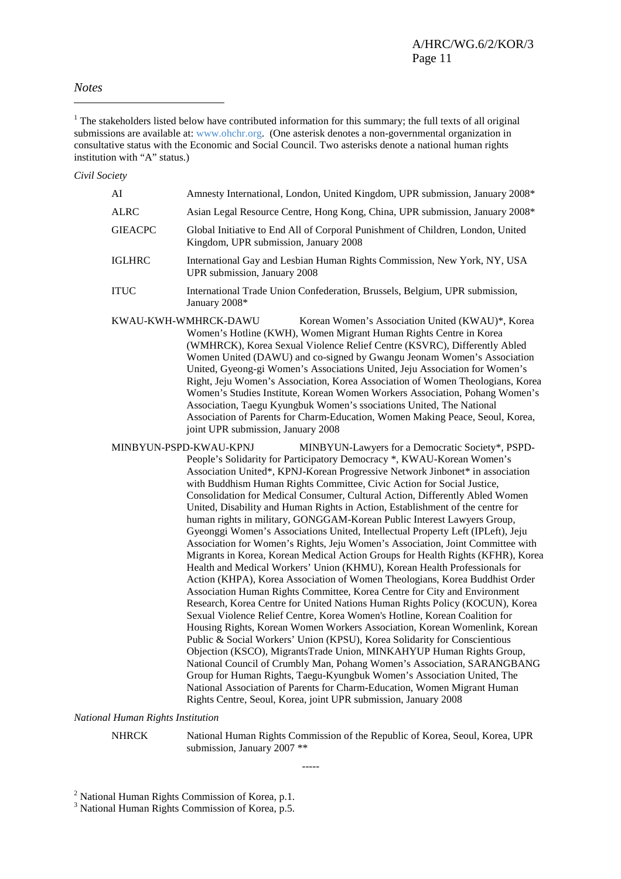*Notes*

[1] The stakeholders listed below have contributed information for this summary; the full texts of all original submissions are available at: www.ohchr.org. (One asterisk denotes a non-governmental organization in consultative status with the Economic and Social Council. Two asterisks denote a national human rights institution with "A" status.)

*Civil Society*

| | |
|---|---|
| AI | Amnesty International, London, United Kingdom, UPR submission, January 2008* |
| ALRC | Asian Legal Resource Centre, Hong Kong, China, UPR submission, January 2008* |
| GIEACPC | Global Initiative to End All of Corporal Punishment of Children, London, United Kingdom, UPR submission, January 2008 |
| IGLHRC | International Gay and Lesbian Human Rights Commission, New York, NY, USA UPR submission, January 2008 |
| ITUC | International Trade Union Confederation, Brussels, Belgium, UPR submission, January 2008* |
| KWAU-KWH-WMHRCK-DAWU | Korean Women's Association United (KWAU)*, Korea Women's Hotline (KWH), Women Migrant Human Rights Centre in Korea (WMHRCK), Korea Sexual Violence Relief Centre (KSVRC), Differently Abled Women United (DAWU) and co-signed by Gwangu Jeonam Women's Association United, Gyeong-gi Women's Associations United, Jeju Association for Women's Right, Jeju Women's Association, Korea Association of Women Theologians, Korea Women's Studies Institute, Korean Women Workers Association, Pohang Women's Association, Taegu Kyungbuk Women's ssociations United, The National Association of Parents for Charm-Education, Women Making Peace, Seoul, Korea, joint UPR submission, January 2008 |
| MINBYUN-PSPD-KWAU-KPNJ | MINBYUN-Lawyers for a Democratic Society*, PSPD-People's Solidarity for Participatory Democracy *, KWAU-Korean Women's Association United*, KPNJ-Korean Progressive Network Jinbonet* in association with Buddhism Human Rights Committee, Civic Action for Social Justice, Consolidation for Medical Consumer, Cultural Action, Differently Abled Women United, Disability and Human Rights in Action, Establishment of the centre for human rights in military, GONGGAM-Korean Public Interest Lawyers Group, Gyeonggi Women's Associations United, Intellectual Property Left (IPLeft), Jeju Association for Women's Rights, Jeju Women's Association, Joint Committee with Migrants in Korea, Korean Medical Action Groups for Health Rights (KFHR), Korea Health and Medical Workers' Union (KHMU), Korean Health Professionals for Action (KHPA), Korea Association of Women Theologians, Korea Buddhist Order Association Human Rights Committee, Korea Centre for City and Environment Research, Korea Centre for United Nations Human Rights Policy (KOCUN), Korea Sexual Violence Relief Centre, Korea Women's Hotline, Korean Coalition for Housing Rights, Korean Women Workers Association, Korean Womenlink, Korean Public & Social Workers' Union (KPSU), Korea Solidarity for Conscientious Objection (KSCO), MigrantsTrade Union, MINKAHYUP Human Rights Group, National Council of Crumbly Man, Pohang Women's Association, SARANGBANG Group for Human Rights, Taegu-Kyungbuk Women's Association United, The National Association of Parents for Charm-Education, Women Migrant Human Rights Centre, Seoul, Korea, joint UPR submission, January 2008 |

*National Human Rights Institution*

| | |
|---|---|
| NHRCK | National Human Rights Commission of the Republic of Korea, Seoul, Korea, UPR submission, January 2007 ** |

-----

[2] National Human Rights Commission of Korea, p.1.

[3] National Human Rights Commission of Korea, p.5.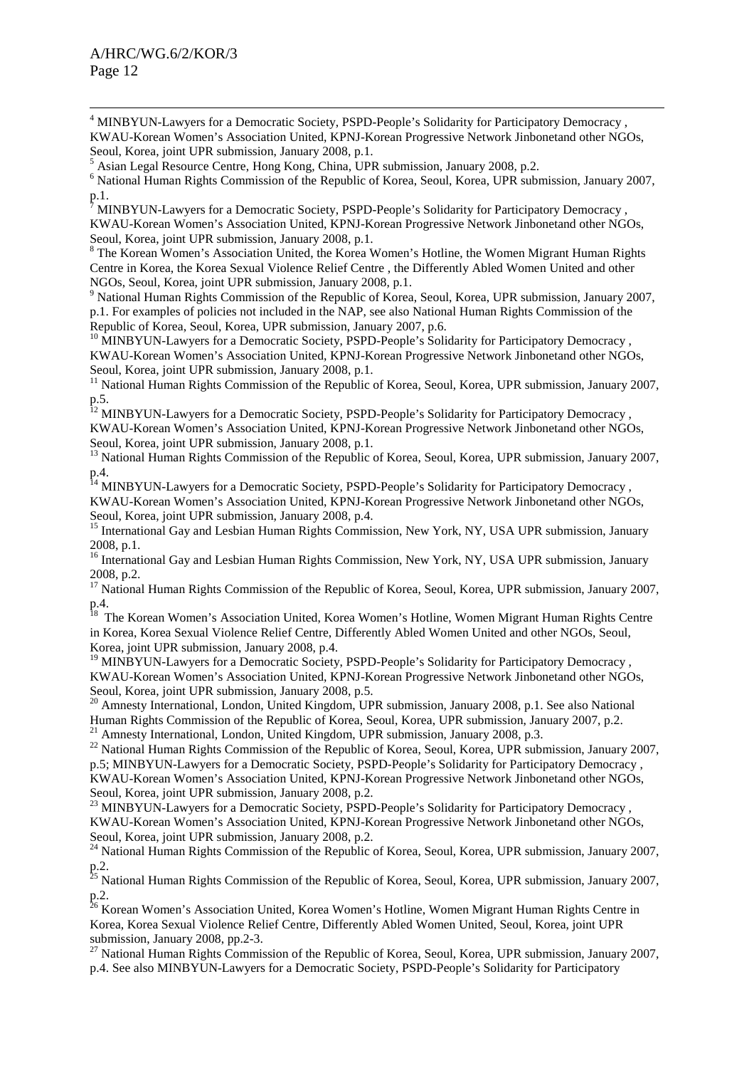[4] MINBYUN-Lawyers for a Democratic Society, PSPD-People's Solidarity for Participatory Democracy , KWAU-Korean Women's Association United, KPNJ-Korean Progressive Network Jinbonetand other NGOs, Seoul, Korea, joint UPR submission, January 2008, p.1.

[5] Asian Legal Resource Centre, Hong Kong, China, UPR submission, January 2008, p.2.

[6] National Human Rights Commission of the Republic of Korea, Seoul, Korea, UPR submission, January 2007, p.1.

[7] MINBYUN-Lawyers for a Democratic Society, PSPD-People's Solidarity for Participatory Democracy , KWAU-Korean Women's Association United, KPNJ-Korean Progressive Network Jinbonetand other NGOs, Seoul, Korea, joint UPR submission, January 2008, p.1.

[8] The Korean Women's Association United, the Korea Women's Hotline, the Women Migrant Human Rights Centre in Korea, the Korea Sexual Violence Relief Centre , the Differently Abled Women United and other NGOs, Seoul, Korea, joint UPR submission, January 2008, p.1.

[9] National Human Rights Commission of the Republic of Korea, Seoul, Korea, UPR submission, January 2007, p.1. For examples of policies not included in the NAP, see also National Human Rights Commission of the Republic of Korea, Seoul, Korea, UPR submission, January 2007, p.6.

[10] MINBYUN-Lawyers for a Democratic Society, PSPD-People's Solidarity for Participatory Democracy , KWAU-Korean Women's Association United, KPNJ-Korean Progressive Network Jinbonetand other NGOs, Seoul, Korea, joint UPR submission, January 2008, p.1.

[11] National Human Rights Commission of the Republic of Korea, Seoul, Korea, UPR submission, January 2007, p.5.

[12] MINBYUN-Lawyers for a Democratic Society, PSPD-People's Solidarity for Participatory Democracy , KWAU-Korean Women's Association United, KPNJ-Korean Progressive Network Jinbonetand other NGOs, Seoul, Korea, joint UPR submission, January 2008, p.1.

[13] National Human Rights Commission of the Republic of Korea, Seoul, Korea, UPR submission, January 2007, p.4.

[14] MINBYUN-Lawyers for a Democratic Society, PSPD-People's Solidarity for Participatory Democracy , KWAU-Korean Women's Association United, KPNJ-Korean Progressive Network Jinbonetand other NGOs, Seoul, Korea, joint UPR submission, January 2008, p.4.

[15] International Gay and Lesbian Human Rights Commission, New York, NY, USA UPR submission, January 2008, p.1.

[16] International Gay and Lesbian Human Rights Commission, New York, NY, USA UPR submission, January 2008, p.2.

[17] National Human Rights Commission of the Republic of Korea, Seoul, Korea, UPR submission, January 2007, p.4.

[18] The Korean Women's Association United, Korea Women's Hotline, Women Migrant Human Rights Centre in Korea, Korea Sexual Violence Relief Centre, Differently Abled Women United and other NGOs, Seoul, Korea, joint UPR submission, January 2008, p.4.

[19] MINBYUN-Lawyers for a Democratic Society, PSPD-People's Solidarity for Participatory Democracy , KWAU-Korean Women's Association United, KPNJ-Korean Progressive Network Jinbonetand other NGOs, Seoul, Korea, joint UPR submission, January 2008, p.5.

[20] Amnesty International, London, United Kingdom, UPR submission, January 2008, p.1. See also National Human Rights Commission of the Republic of Korea, Seoul, Korea, UPR submission, January 2007, p.2.

[21] Amnesty International, London, United Kingdom, UPR submission, January 2008, p.3.

[22] National Human Rights Commission of the Republic of Korea, Seoul, Korea, UPR submission, January 2007, p.5; MINBYUN-Lawyers for a Democratic Society, PSPD-People's Solidarity for Participatory Democracy , KWAU-Korean Women's Association United, KPNJ-Korean Progressive Network Jinbonetand other NGOs, Seoul, Korea, joint UPR submission, January 2008, p.2.

[23] MINBYUN-Lawyers for a Democratic Society, PSPD-People's Solidarity for Participatory Democracy , KWAU-Korean Women's Association United, KPNJ-Korean Progressive Network Jinbonetand other NGOs, Seoul, Korea, joint UPR submission, January 2008, p.2.

[24] National Human Rights Commission of the Republic of Korea, Seoul, Korea, UPR submission, January 2007, p.2.

[25] National Human Rights Commission of the Republic of Korea, Seoul, Korea, UPR submission, January 2007, p.2.

[26] Korean Women's Association United, Korea Women's Hotline, Women Migrant Human Rights Centre in Korea, Korea Sexual Violence Relief Centre, Differently Abled Women United, Seoul, Korea, joint UPR submission, January 2008, pp.2-3.

[27] National Human Rights Commission of the Republic of Korea, Seoul, Korea, UPR submission, January 2007, p.4. See also MINBYUN-Lawyers for a Democratic Society, PSPD-People's Solidarity for Participatory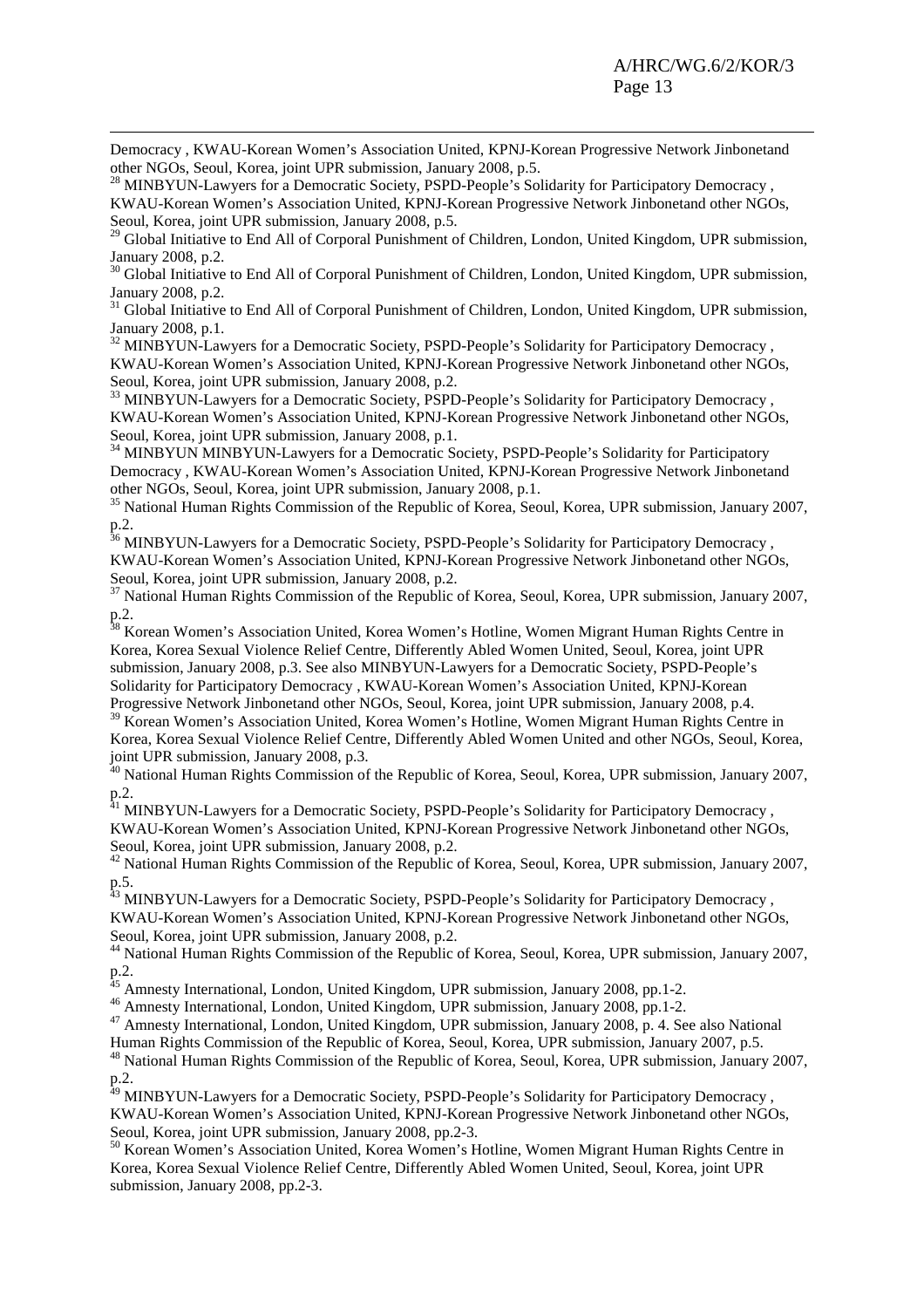Democracy , KWAU-Korean Women's Association United, KPNJ-Korean Progressive Network Jinbonetand other NGOs, Seoul, Korea, joint UPR submission, January 2008, p.5.

[28] MINBYUN-Lawyers for a Democratic Society, PSPD-People's Solidarity for Participatory Democracy , KWAU-Korean Women's Association United, KPNJ-Korean Progressive Network Jinbonetand other NGOs, Seoul, Korea, joint UPR submission, January 2008, p.5.

[29] Global Initiative to End All of Corporal Punishment of Children, London, United Kingdom, UPR submission, January 2008, p.2.

[30] Global Initiative to End All of Corporal Punishment of Children, London, United Kingdom, UPR submission, January 2008, p.2.

[31] Global Initiative to End All of Corporal Punishment of Children, London, United Kingdom, UPR submission, January 2008, p.1.

[32] MINBYUN-Lawyers for a Democratic Society, PSPD-People's Solidarity for Participatory Democracy , KWAU-Korean Women's Association United, KPNJ-Korean Progressive Network Jinbonetand other NGOs, Seoul, Korea, joint UPR submission, January 2008, p.2.

[33] MINBYUN-Lawyers for a Democratic Society, PSPD-People's Solidarity for Participatory Democracy , KWAU-Korean Women's Association United, KPNJ-Korean Progressive Network Jinbonetand other NGOs, Seoul, Korea, joint UPR submission, January 2008, p.1.

[34] MINBYUN MINBYUN-Lawyers for a Democratic Society, PSPD-People's Solidarity for Participatory Democracy , KWAU-Korean Women's Association United, KPNJ-Korean Progressive Network Jinbonetand other NGOs, Seoul, Korea, joint UPR submission, January 2008, p.1.

[35] National Human Rights Commission of the Republic of Korea, Seoul, Korea, UPR submission, January 2007, p.2.

[36] MINBYUN-Lawyers for a Democratic Society, PSPD-People's Solidarity for Participatory Democracy , KWAU-Korean Women's Association United, KPNJ-Korean Progressive Network Jinbonetand other NGOs, Seoul, Korea, joint UPR submission, January 2008, p.2.

[37] National Human Rights Commission of the Republic of Korea, Seoul, Korea, UPR submission, January 2007, p.2.

[38] Korean Women's Association United, Korea Women's Hotline, Women Migrant Human Rights Centre in Korea, Korea Sexual Violence Relief Centre, Differently Abled Women United, Seoul, Korea, joint UPR submission, January 2008, p.3. See also MINBYUN-Lawyers for a Democratic Society, PSPD-People's Solidarity for Participatory Democracy , KWAU-Korean Women's Association United, KPNJ-Korean Progressive Network Jinbonetand other NGOs, Seoul, Korea, joint UPR submission, January 2008, p.4.

[39] Korean Women's Association United, Korea Women's Hotline, Women Migrant Human Rights Centre in Korea, Korea Sexual Violence Relief Centre, Differently Abled Women United and other NGOs, Seoul, Korea, joint UPR submission, January 2008, p.3.

[40] National Human Rights Commission of the Republic of Korea, Seoul, Korea, UPR submission, January 2007, p.2.

[41] MINBYUN-Lawyers for a Democratic Society, PSPD-People's Solidarity for Participatory Democracy , KWAU-Korean Women's Association United, KPNJ-Korean Progressive Network Jinbonetand other NGOs, Seoul, Korea, joint UPR submission, January 2008, p.2.

[42] National Human Rights Commission of the Republic of Korea, Seoul, Korea, UPR submission, January 2007, p.5.

[43] MINBYUN-Lawyers for a Democratic Society, PSPD-People's Solidarity for Participatory Democracy , KWAU-Korean Women's Association United, KPNJ-Korean Progressive Network Jinbonetand other NGOs, Seoul, Korea, joint UPR submission, January 2008, p.2.

[44] National Human Rights Commission of the Republic of Korea, Seoul, Korea, UPR submission, January 2007, p.2.

[45] Amnesty International, London, United Kingdom, UPR submission, January 2008, pp.1-2.

[46] Amnesty International, London, United Kingdom, UPR submission, January 2008, pp.1-2.

[47] Amnesty International, London, United Kingdom, UPR submission, January 2008, p. 4. See also National Human Rights Commission of the Republic of Korea, Seoul, Korea, UPR submission, January 2007, p.5.

[48] National Human Rights Commission of the Republic of Korea, Seoul, Korea, UPR submission, January 2007, p.2.

[49] MINBYUN-Lawyers for a Democratic Society, PSPD-People's Solidarity for Participatory Democracy , KWAU-Korean Women's Association United, KPNJ-Korean Progressive Network Jinbonetand other NGOs, Seoul, Korea, joint UPR submission, January 2008, pp.2-3.

[50] Korean Women's Association United, Korea Women's Hotline, Women Migrant Human Rights Centre in Korea, Korea Sexual Violence Relief Centre, Differently Abled Women United, Seoul, Korea, joint UPR submission, January 2008, pp.2-3.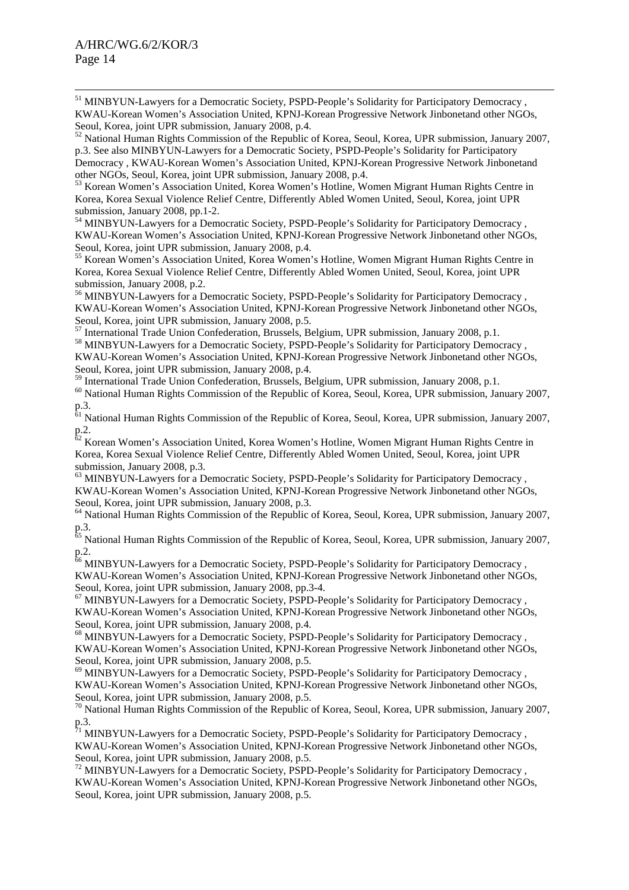[51] MINBYUN-Lawyers for a Democratic Society, PSPD-People's Solidarity for Participatory Democracy , KWAU-Korean Women's Association United, KPNJ-Korean Progressive Network Jinbonetand other NGOs, Seoul, Korea, joint UPR submission, January 2008, p.4.

[52] National Human Rights Commission of the Republic of Korea, Seoul, Korea, UPR submission, January 2007, p.3. See also MINBYUN-Lawyers for a Democratic Society, PSPD-People's Solidarity for Participatory Democracy , KWAU-Korean Women's Association United, KPNJ-Korean Progressive Network Jinbonetand other NGOs, Seoul, Korea, joint UPR submission, January 2008, p.4.

[53] Korean Women's Association United, Korea Women's Hotline, Women Migrant Human Rights Centre in Korea, Korea Sexual Violence Relief Centre, Differently Abled Women United, Seoul, Korea, joint UPR submission, January 2008, pp.1-2.

[54] MINBYUN-Lawyers for a Democratic Society, PSPD-People's Solidarity for Participatory Democracy , KWAU-Korean Women's Association United, KPNJ-Korean Progressive Network Jinbonetand other NGOs, Seoul, Korea, joint UPR submission, January 2008, p.4.

[55] Korean Women's Association United, Korea Women's Hotline, Women Migrant Human Rights Centre in Korea, Korea Sexual Violence Relief Centre, Differently Abled Women United, Seoul, Korea, joint UPR submission, January 2008, p.2.

[56] MINBYUN-Lawyers for a Democratic Society, PSPD-People's Solidarity for Participatory Democracy , KWAU-Korean Women's Association United, KPNJ-Korean Progressive Network Jinbonetand other NGOs, Seoul, Korea, joint UPR submission, January 2008, p.5.

[57] International Trade Union Confederation, Brussels, Belgium, UPR submission, January 2008, p.1.

[58] MINBYUN-Lawyers for a Democratic Society, PSPD-People's Solidarity for Participatory Democracy , KWAU-Korean Women's Association United, KPNJ-Korean Progressive Network Jinbonetand other NGOs, Seoul, Korea, joint UPR submission, January 2008, p.4.

[59] International Trade Union Confederation, Brussels, Belgium, UPR submission, January 2008, p.1.

[60] National Human Rights Commission of the Republic of Korea, Seoul, Korea, UPR submission, January 2007, p.3.

[61] National Human Rights Commission of the Republic of Korea, Seoul, Korea, UPR submission, January 2007, p.2.

[62] Korean Women's Association United, Korea Women's Hotline, Women Migrant Human Rights Centre in Korea, Korea Sexual Violence Relief Centre, Differently Abled Women United, Seoul, Korea, joint UPR submission, January 2008, p.3.

[63] MINBYUN-Lawyers for a Democratic Society, PSPD-People's Solidarity for Participatory Democracy , KWAU-Korean Women's Association United, KPNJ-Korean Progressive Network Jinbonetand other NGOs, Seoul, Korea, joint UPR submission, January 2008, p.3.

[64] National Human Rights Commission of the Republic of Korea, Seoul, Korea, UPR submission, January 2007, p.3.

[65] National Human Rights Commission of the Republic of Korea, Seoul, Korea, UPR submission, January 2007, p.2.

[66] MINBYUN-Lawyers for a Democratic Society, PSPD-People's Solidarity for Participatory Democracy , KWAU-Korean Women's Association United, KPNJ-Korean Progressive Network Jinbonetand other NGOs, Seoul, Korea, joint UPR submission, January 2008, pp.3-4.

[67] MINBYUN-Lawyers for a Democratic Society, PSPD-People's Solidarity for Participatory Democracy , KWAU-Korean Women's Association United, KPNJ-Korean Progressive Network Jinbonetand other NGOs, Seoul, Korea, joint UPR submission, January 2008, p.4.

[68] MINBYUN-Lawyers for a Democratic Society, PSPD-People's Solidarity for Participatory Democracy , KWAU-Korean Women's Association United, KPNJ-Korean Progressive Network Jinbonetand other NGOs, Seoul, Korea, joint UPR submission, January 2008, p.5.

[69] MINBYUN-Lawyers for a Democratic Society, PSPD-People's Solidarity for Participatory Democracy , KWAU-Korean Women's Association United, KPNJ-Korean Progressive Network Jinbonetand other NGOs, Seoul, Korea, joint UPR submission, January 2008, p.5.

[70] National Human Rights Commission of the Republic of Korea, Seoul, Korea, UPR submission, January 2007, p.3.

[71] MINBYUN-Lawyers for a Democratic Society, PSPD-People's Solidarity for Participatory Democracy , KWAU-Korean Women's Association United, KPNJ-Korean Progressive Network Jinbonetand other NGOs, Seoul, Korea, joint UPR submission, January 2008, p.5.

[72] MINBYUN-Lawyers for a Democratic Society, PSPD-People's Solidarity for Participatory Democracy , KWAU-Korean Women's Association United, KPNJ-Korean Progressive Network Jinbonetand other NGOs, Seoul, Korea, joint UPR submission, January 2008, p.5.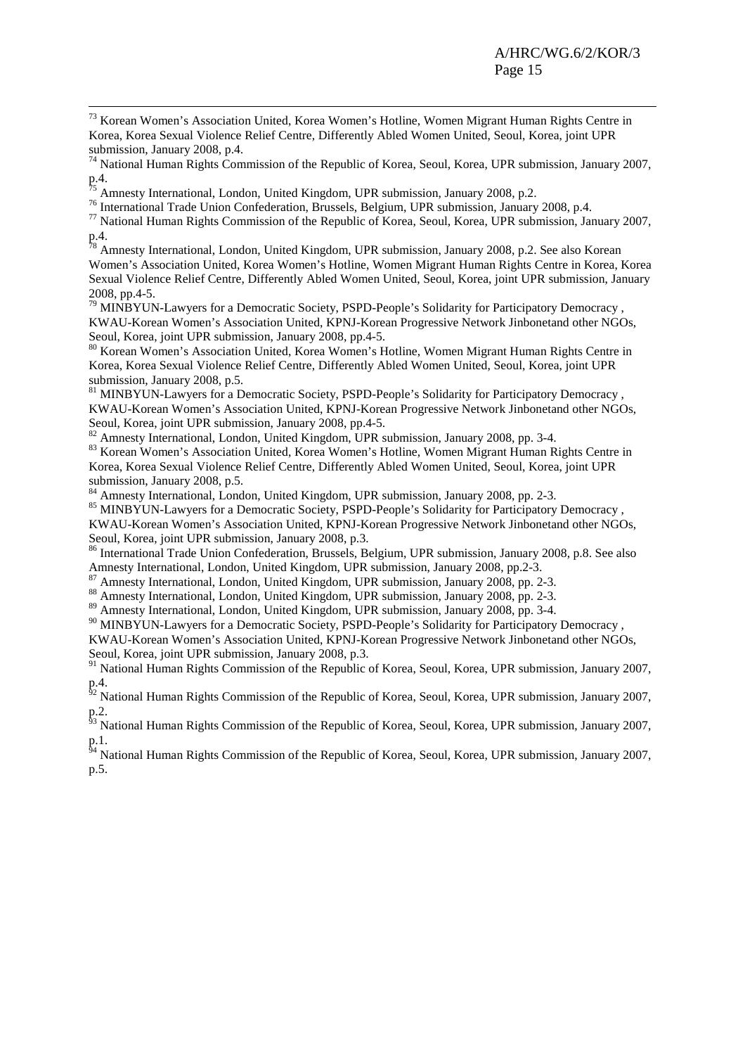[73] Korean Women's Association United, Korea Women's Hotline, Women Migrant Human Rights Centre in Korea, Korea Sexual Violence Relief Centre, Differently Abled Women United, Seoul, Korea, joint UPR submission, January 2008, p.4.

[74] National Human Rights Commission of the Republic of Korea, Seoul, Korea, UPR submission, January 2007, p.4.

[75] Amnesty International, London, United Kingdom, UPR submission, January 2008, p.2.

[76] International Trade Union Confederation, Brussels, Belgium, UPR submission, January 2008, p.4.

[77] National Human Rights Commission of the Republic of Korea, Seoul, Korea, UPR submission, January 2007, p.4.

[78] Amnesty International, London, United Kingdom, UPR submission, January 2008, p.2. See also Korean Women's Association United, Korea Women's Hotline, Women Migrant Human Rights Centre in Korea, Korea Sexual Violence Relief Centre, Differently Abled Women United, Seoul, Korea, joint UPR submission, January 2008, pp.4-5.

[79] MINBYUN-Lawyers for a Democratic Society, PSPD-People's Solidarity for Participatory Democracy , KWAU-Korean Women's Association United, KPNJ-Korean Progressive Network Jinbonetand other NGOs, Seoul, Korea, joint UPR submission, January 2008, pp.4-5.

[80] Korean Women's Association United, Korea Women's Hotline, Women Migrant Human Rights Centre in Korea, Korea Sexual Violence Relief Centre, Differently Abled Women United, Seoul, Korea, joint UPR submission, January 2008, p.5.

[81] MINBYUN-Lawyers for a Democratic Society, PSPD-People's Solidarity for Participatory Democracy , KWAU-Korean Women's Association United, KPNJ-Korean Progressive Network Jinbonetand other NGOs, Seoul, Korea, joint UPR submission, January 2008, pp.4-5.

[82] Amnesty International, London, United Kingdom, UPR submission, January 2008, pp. 3-4.

[83] Korean Women's Association United, Korea Women's Hotline, Women Migrant Human Rights Centre in Korea, Korea Sexual Violence Relief Centre, Differently Abled Women United, Seoul, Korea, joint UPR submission, January 2008, p.5.

[84] Amnesty International, London, United Kingdom, UPR submission, January 2008, pp. 2-3.

[85] MINBYUN-Lawyers for a Democratic Society, PSPD-People's Solidarity for Participatory Democracy , KWAU-Korean Women's Association United, KPNJ-Korean Progressive Network Jinbonetand other NGOs, Seoul, Korea, joint UPR submission, January 2008, p.3.

[86] International Trade Union Confederation, Brussels, Belgium, UPR submission, January 2008, p.8. See also Amnesty International, London, United Kingdom, UPR submission, January 2008, pp.2-3.

[87] Amnesty International, London, United Kingdom, UPR submission, January 2008, pp. 2-3.

[88] Amnesty International, London, United Kingdom, UPR submission, January 2008, pp. 2-3.

[89] Amnesty International, London, United Kingdom, UPR submission, January 2008, pp. 3-4.

[90] MINBYUN-Lawyers for a Democratic Society, PSPD-People's Solidarity for Participatory Democracy , KWAU-Korean Women's Association United, KPNJ-Korean Progressive Network Jinbonetand other NGOs, Seoul, Korea, joint UPR submission, January 2008, p.3.

[91] National Human Rights Commission of the Republic of Korea, Seoul, Korea, UPR submission, January 2007, p.4.

[92] National Human Rights Commission of the Republic of Korea, Seoul, Korea, UPR submission, January 2007, p.2.

[93] National Human Rights Commission of the Republic of Korea, Seoul, Korea, UPR submission, January 2007, p.1.

[94] National Human Rights Commission of the Republic of Korea, Seoul, Korea, UPR submission, January 2007, p.5.